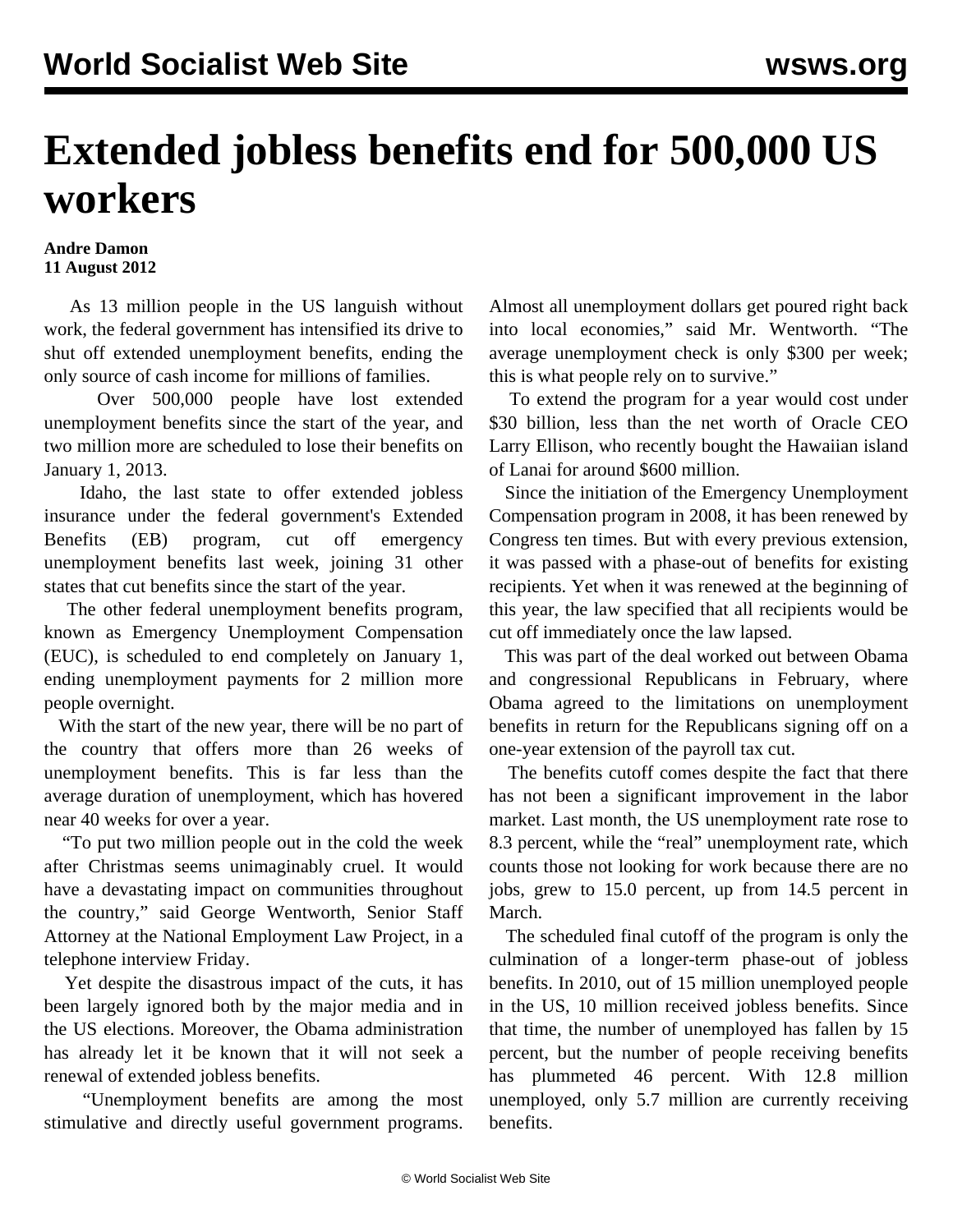# Extended jobless benefits end for 500,000 US workers

**Andre Damon**
**11 August 2012**

As 13 million people in the US languish without work, the federal government has intensified its drive to shut off extended unemployment benefits, ending the only source of cash income for millions of families.

Over 500,000 people have lost extended unemployment benefits since the start of the year, and two million more are scheduled to lose their benefits on January 1, 2013.

Idaho, the last state to offer extended jobless insurance under the federal government's Extended Benefits (EB) program, cut off emergency unemployment benefits last week, joining 31 other states that cut benefits since the start of the year.

The other federal unemployment benefits program, known as Emergency Unemployment Compensation (EUC), is scheduled to end completely on January 1, ending unemployment payments for 2 million more people overnight.

With the start of the new year, there will be no part of the country that offers more than 26 weeks of unemployment benefits. This is far less than the average duration of unemployment, which has hovered near 40 weeks for over a year.

"To put two million people out in the cold the week after Christmas seems unimaginably cruel. It would have a devastating impact on communities throughout the country," said George Wentworth, Senior Staff Attorney at the National Employment Law Project, in a telephone interview Friday.

Yet despite the disastrous impact of the cuts, it has been largely ignored both by the major media and in the US elections. Moreover, the Obama administration has already let it be known that it will not seek a renewal of extended jobless benefits.

"Unemployment benefits are among the most stimulative and directly useful government programs. Almost all unemployment dollars get poured right back into local economies," said Mr. Wentworth. "The average unemployment check is only $300 per week; this is what people rely on to survive."

To extend the program for a year would cost under $30 billion, less than the net worth of Oracle CEO Larry Ellison, who recently bought the Hawaiian island of Lanai for around $600 million.

Since the initiation of the Emergency Unemployment Compensation program in 2008, it has been renewed by Congress ten times. But with every previous extension, it was passed with a phase-out of benefits for existing recipients. Yet when it was renewed at the beginning of this year, the law specified that all recipients would be cut off immediately once the law lapsed.

This was part of the deal worked out between Obama and congressional Republicans in February, where Obama agreed to the limitations on unemployment benefits in return for the Republicans signing off on a one-year extension of the payroll tax cut.

The benefits cutoff comes despite the fact that there has not been a significant improvement in the labor market. Last month, the US unemployment rate rose to 8.3 percent, while the "real" unemployment rate, which counts those not looking for work because there are no jobs, grew to 15.0 percent, up from 14.5 percent in March.

The scheduled final cutoff of the program is only the culmination of a longer-term phase-out of jobless benefits. In 2010, out of 15 million unemployed people in the US, 10 million received jobless benefits. Since that time, the number of unemployed has fallen by 15 percent, but the number of people receiving benefits has plummeted 46 percent. With 12.8 million unemployed, only 5.7 million are currently receiving benefits.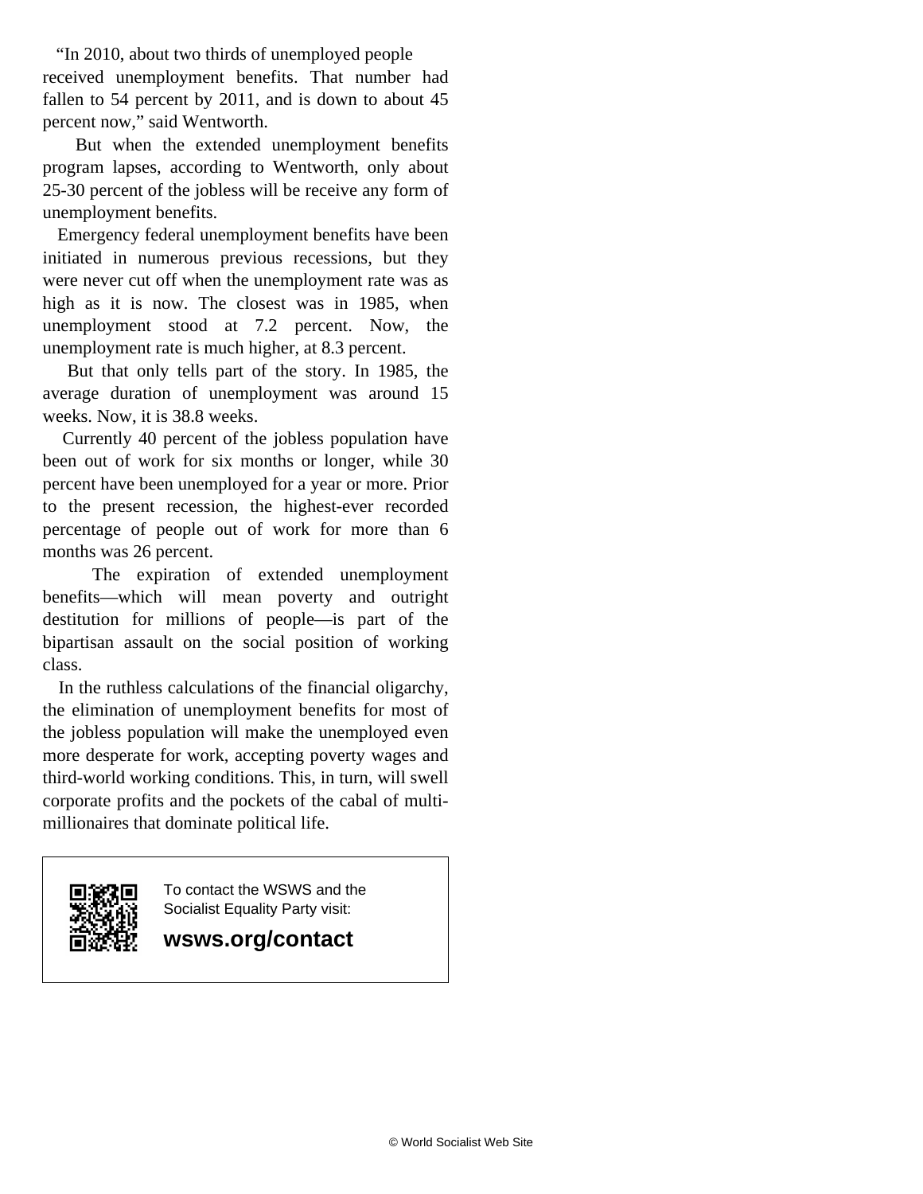"In 2010, about two thirds of unemployed people received unemployment benefits. That number had fallen to 54 percent by 2011, and is down to about 45 percent now," said Wentworth.

But when the extended unemployment benefits program lapses, according to Wentworth, only about 25-30 percent of the jobless will be receive any form of unemployment benefits.

Emergency federal unemployment benefits have been initiated in numerous previous recessions, but they were never cut off when the unemployment rate was as high as it is now. The closest was in 1985, when unemployment stood at 7.2 percent. Now, the unemployment rate is much higher, at 8.3 percent.

But that only tells part of the story. In 1985, the average duration of unemployment was around 15 weeks. Now, it is 38.8 weeks.

Currently 40 percent of the jobless population have been out of work for six months or longer, while 30 percent have been unemployed for a year or more. Prior to the present recession, the highest-ever recorded percentage of people out of work for more than 6 months was 26 percent.

The expiration of extended unemployment benefits—which will mean poverty and outright destitution for millions of people—is part of the bipartisan assault on the social position of working class.

In the ruthless calculations of the financial oligarchy, the elimination of unemployment benefits for most of the jobless population will make the unemployed even more desperate for work, accepting poverty wages and third-world working conditions. This, in turn, will swell corporate profits and the pockets of the cabal of multi-millionaires that dominate political life.

To contact the WSWS and the Socialist Equality Party visit:

**wsws.org/contact**